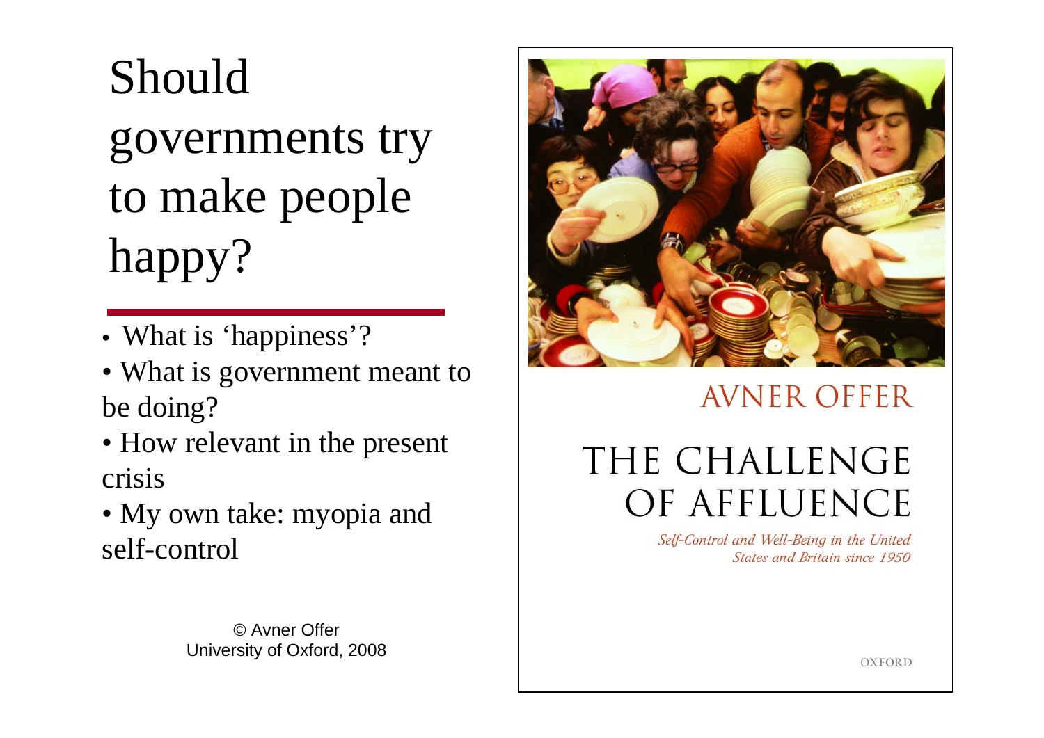# Should governments try to make people happy?

- What is 'happiness'?
- What is government meant to be doing?
- How relevant in the present crisis
- My own take: myopia and self-control

© Avner Offer
University of Oxford, 2008

AVNER OFFER

THE CHALLENGE OF AFFLUENCE

*Self-Control and Well-Being in the United States and Britain since 1950*

OXFORD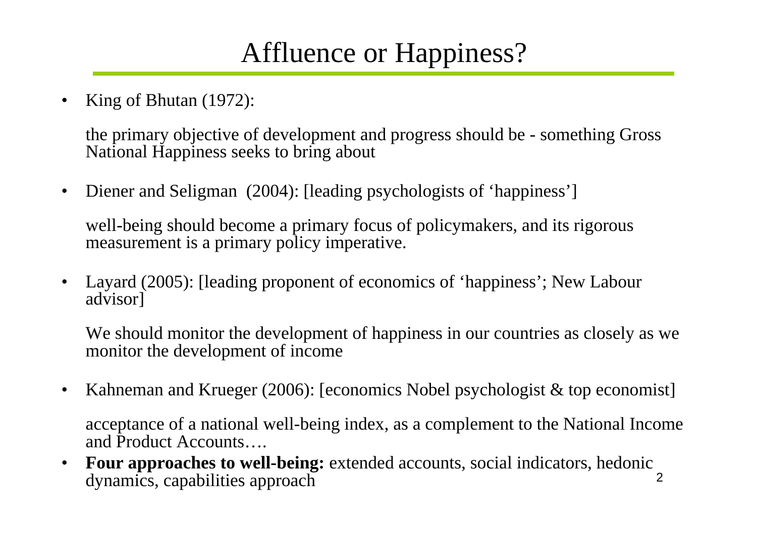# Affluence or Happiness?

- King of Bhutan (1972):

  the primary objective of development and progress should be - something Gross National Happiness seeks to bring about

- Diener and Seligman (2004): [leading psychologists of 'happiness']

  well-being should become a primary focus of policymakers, and its rigorous measurement is a primary policy imperative.

- Layard (2005): [leading proponent of economics of 'happiness'; New Labour advisor]

  We should monitor the development of happiness in our countries as closely as we monitor the development of income

- Kahneman and Krueger (2006): [economics Nobel psychologist & top economist]

  acceptance of a national well-being index, as a complement to the National Income and Product Accounts….

- **Four approaches to well-being:** extended accounts, social indicators, hedonic dynamics, capabilities approach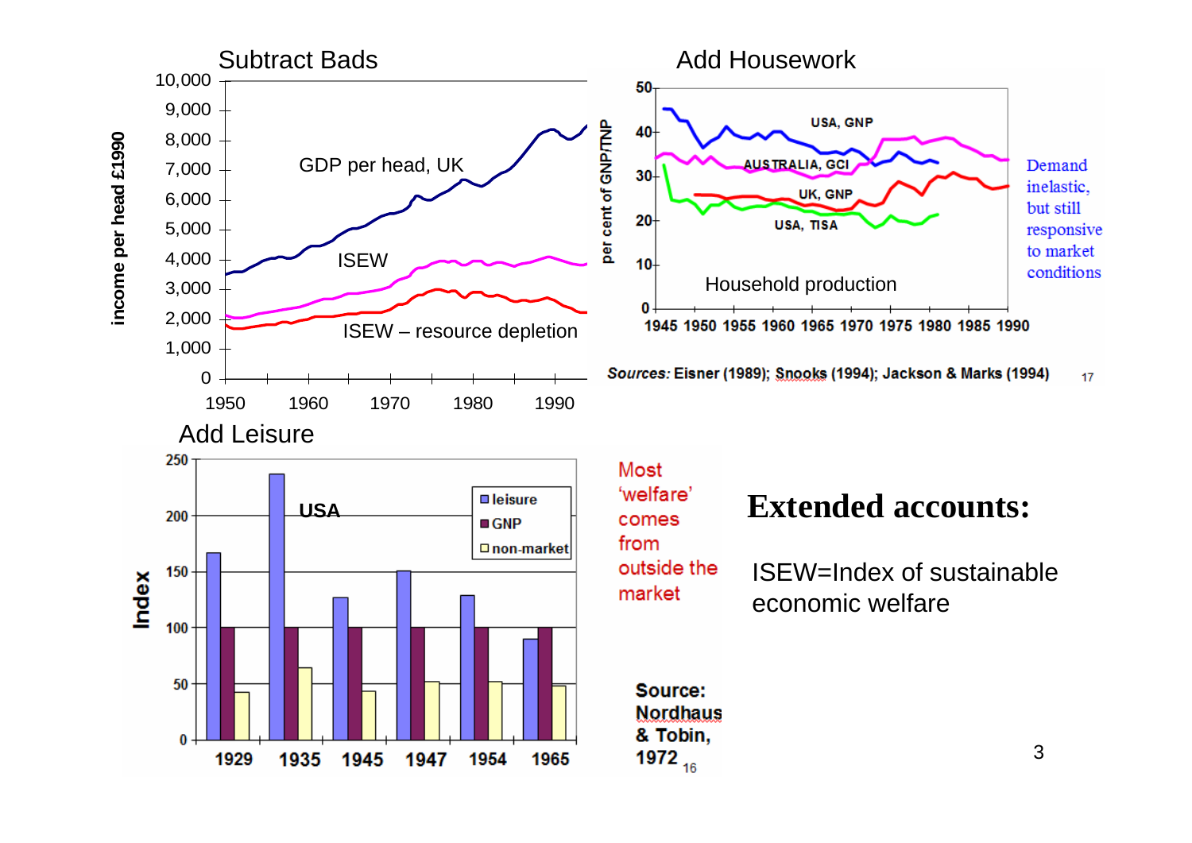## Extended accounts:

ISEW=Index of sustainable economic welfare

### Subtract Bads

income per head £1990

GDP per head, UK

ISEW

ISEW – resource depletion

### Add Housework

per cent of GNP/TNP

USA, GNP

AUSTRALIA, GCI

UK, GNP

USA, TISA

Household production

Demand inelastic, but still responsive to market conditions

*Sources:* Eisner (1989); Snooks (1994); Jackson & Marks (1994)

### Add Leisure

Index

USA

leisure

GNP

non-market

Most 'welfare' comes from outside the market

**Source: Nordhaus & Tobin, 1972**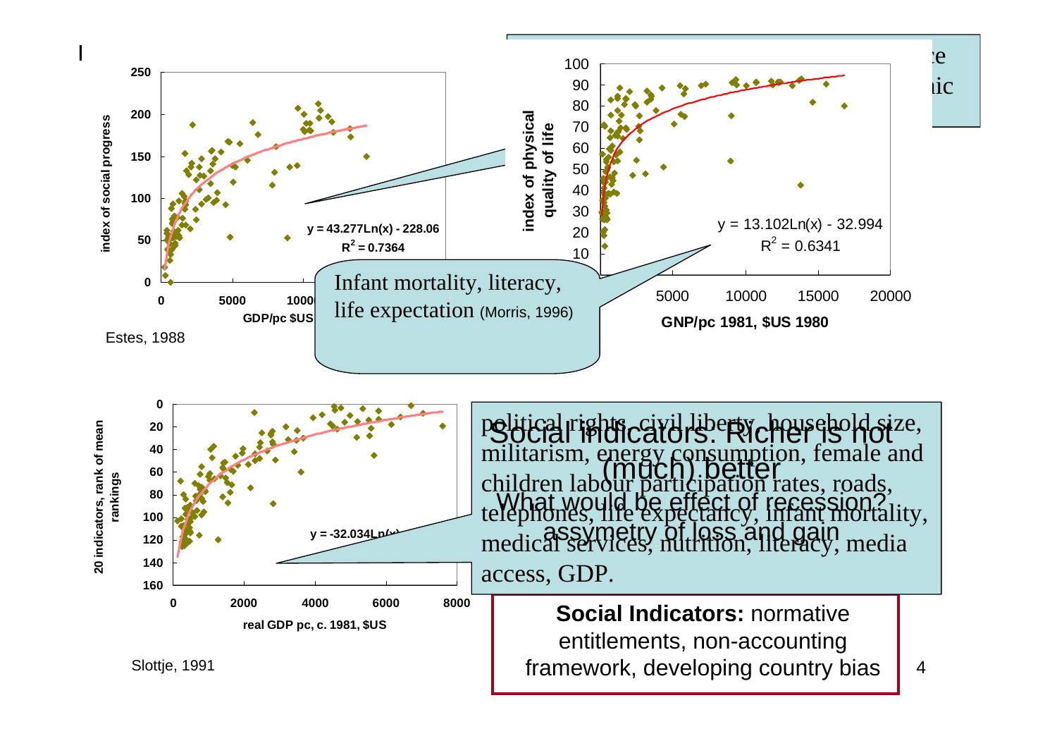**Social Indicators: Richer is not (much) better**

What would be effect of recession? assymetry of loss and gain

y = 43.277Ln(x) - 228.06
$R^2 = 0.7364$

index of social progress

GDP/pc $US

Estes, 1988

Infant mortality, literacy, life expectation (Morris, 1996)

index of physical quality of life

y = 13.102Ln(x) - 32.994
$R^2 = 0.6341$

GNP/pc 1981, $US 1980

20 indicators, rank of mean rankings

y = -32.034Ln(x)...

real GDP pc, c. 1981, $US

Slottje, 1991

political rights, civil liberty, household size, militarism, energy consumption, female and children labour participation rates, roads, telephones, life expectancy, infant mortality, medical services, nutrition, literacy, media access, GDP.

**Social Indicators:** normative entitlements, non-accounting framework, developing country bias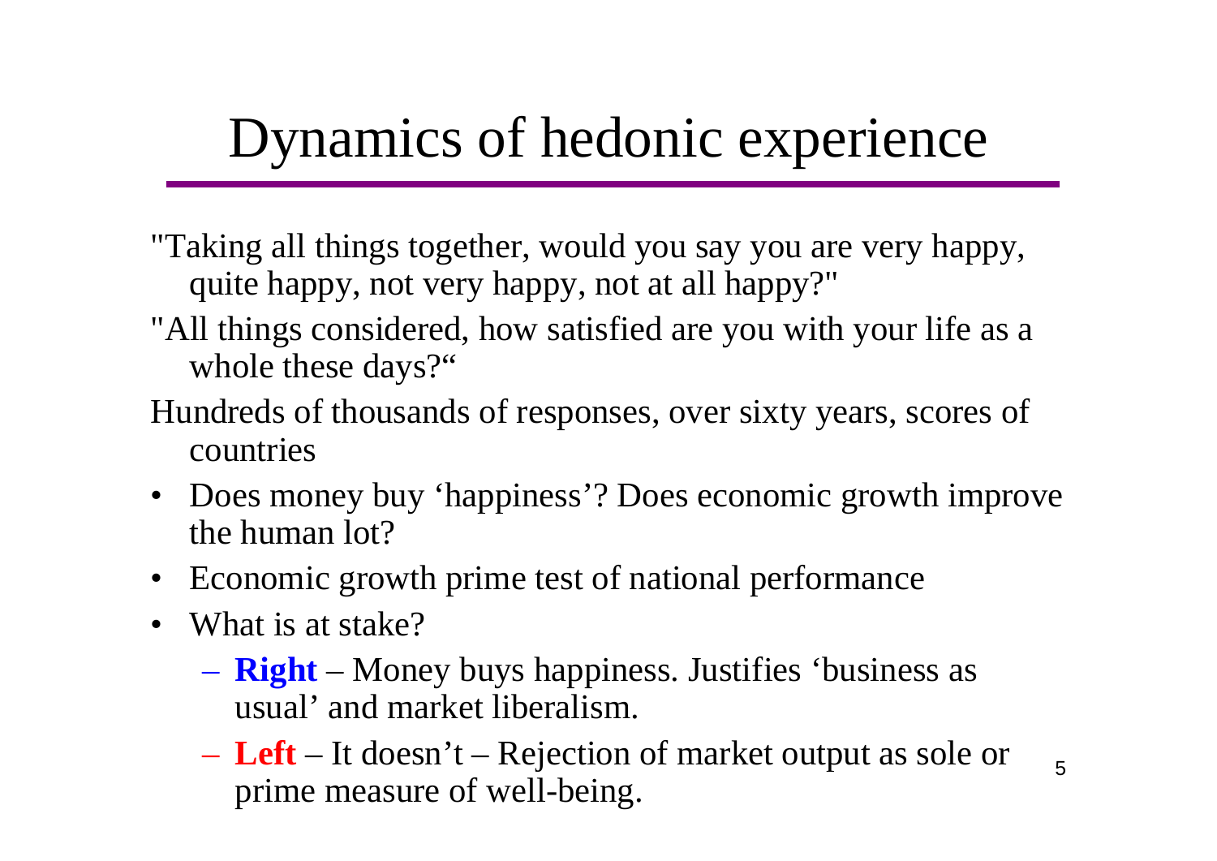# Dynamics of hedonic experience

"Taking all things together, would you say you are very happy, quite happy, not very happy, not at all happy?"

"All things considered, how satisfied are you with your life as a whole these days?"

Hundreds of thousands of responses, over sixty years, scores of countries

- Does money buy 'happiness'? Does economic growth improve the human lot?
- Economic growth prime test of national performance
- What is at stake?
  - **Right** – Money buys happiness. Justifies 'business as usual' and market liberalism.
  - **Left** – It doesn't – Rejection of market output as sole or prime measure of well-being.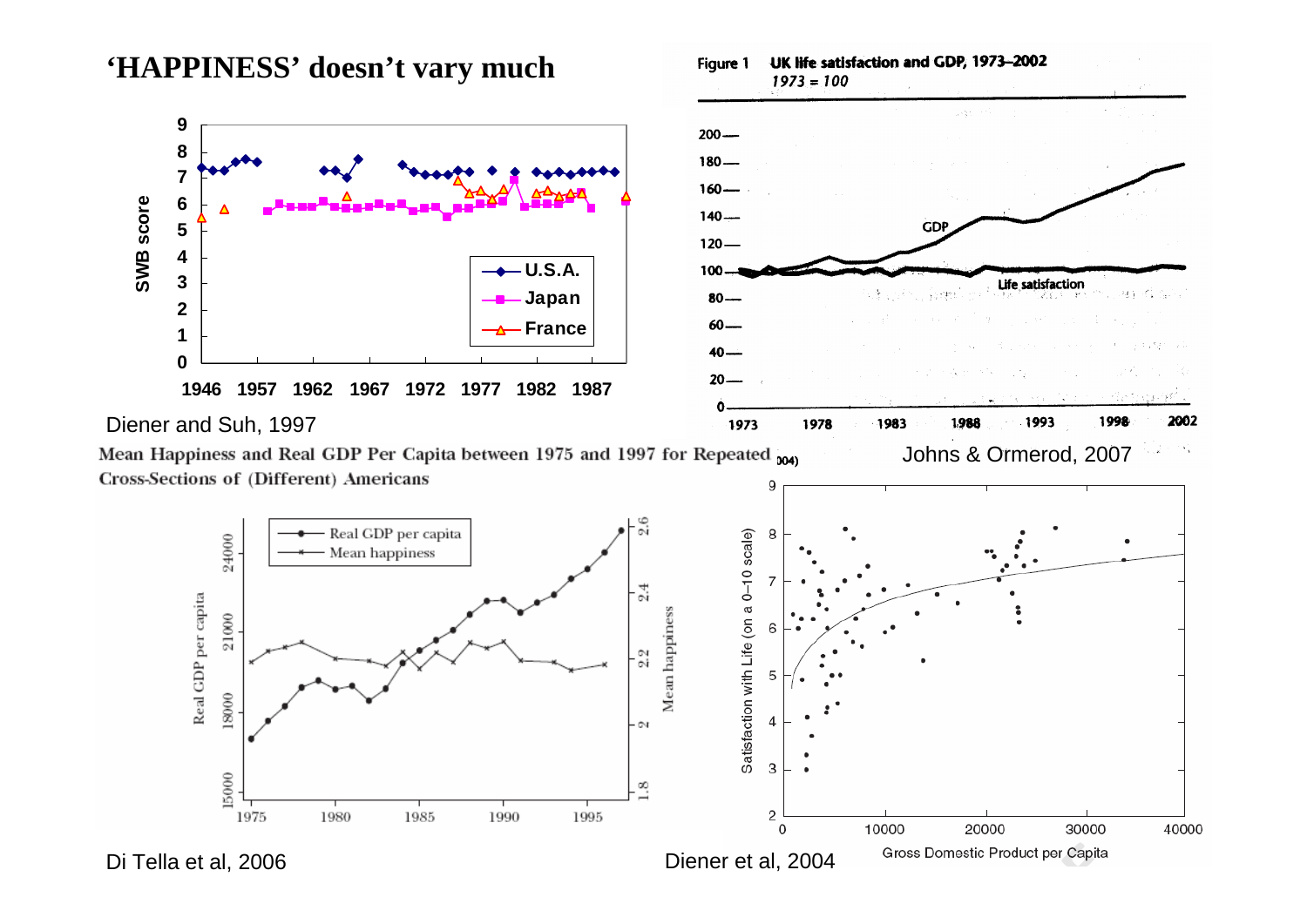# 'HAPPINESS' doesn't vary much

Diener and Suh, 1997

Figure 1 UK life satisfaction and GDP, 1973–2002
*1973 = 100*

Johns & Ormerod, 2007

Mean Happiness and Real GDP Per Capita between 1975 and 1997 for Repeated Cross-Sections of (Different) Americans

Di Tella et al, 2006

Diener et al, 2004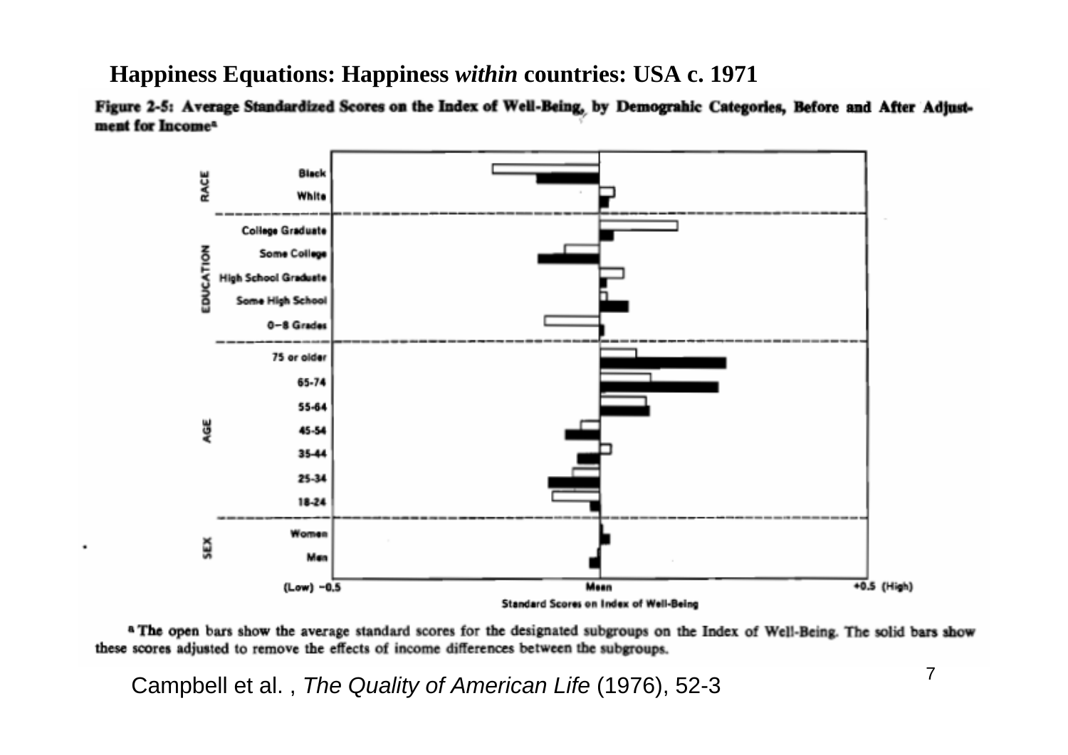## Happiness Equations: Happiness *within* countries: USA c. 1971

**Figure 2-5: Average Standardized Scores on the Index of Well-Being, by Demograhic Categories, Before and After Adjustment for Income**[a]

RACE: Black, White

EDUCATION: College Graduate, Some College, High School Graduate, Some High School, 0–8 Grades

AGE: 75 or older, 65-74, 55-64, 45-54, 35-44, 25-34, 18-24

SEX: Women, Men

(Low) −0.5 — Mean — +0.5 (High)

Standard Scores on Index of Well-Being

[a] The open bars show the average standard scores for the designated subgroups on the Index of Well-Being. The solid bars show these scores adjusted to remove the effects of income differences between the subgroups.

Campbell et al. , *The Quality of American Life* (1976), 52-3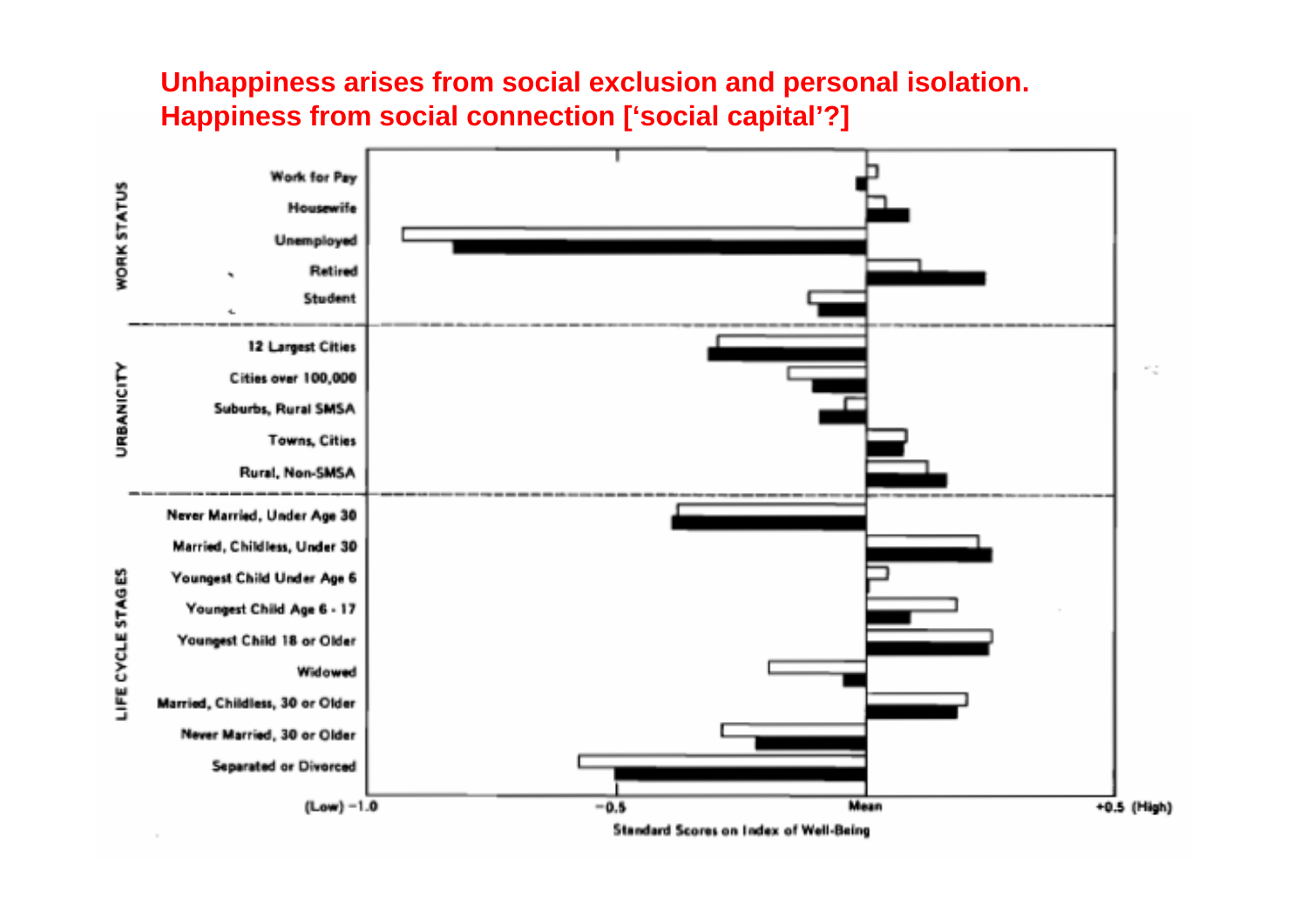**Unhappiness arises from social exclusion and personal isolation. Happiness from social connection [‘social capital’?]**

WORK STATUS

Work for Pay

Housewife

Unemployed

Retired

Student

URBANICITY

12 Largest Cities

Cities over 100,000

Suburbs, Rural SMSA

Towns, Cities

Rural, Non-SMSA

LIFE CYCLE STAGES

Never Married, Under Age 30

Married, Childless, Under 30

Youngest Child Under Age 6

Youngest Child Age 6 - 17

Youngest Child 18 or Older

Widowed

Married, Childless, 30 or Older

Never Married, 30 or Older

Separated or Divorced

(Low) −1.0 &nbsp;&nbsp; −0.5 &nbsp;&nbsp; Mean &nbsp;&nbsp; +0.5 (High)

Standard Scores on Index of Well-Being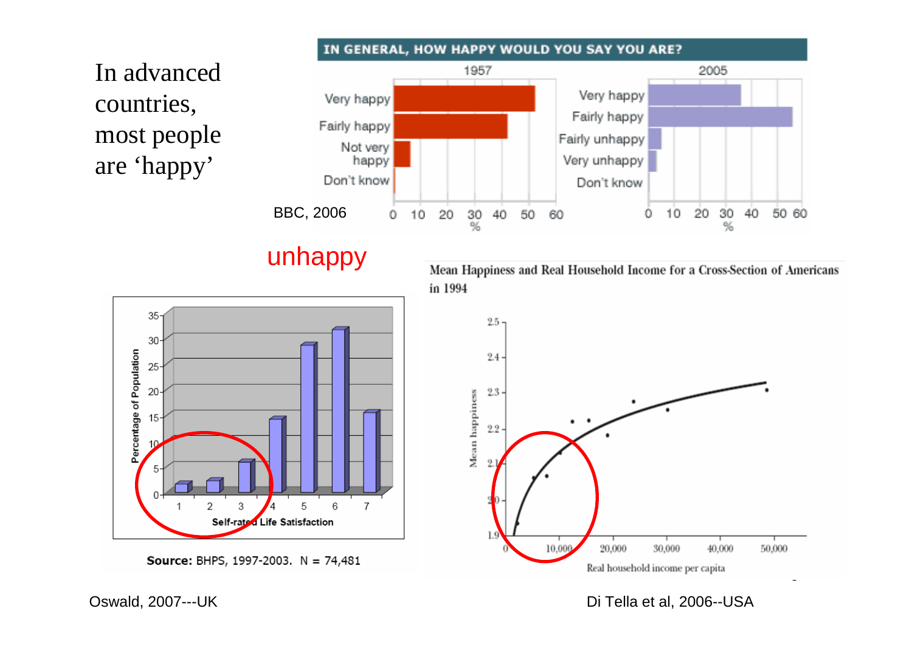In advanced countries, most people are 'happy'

**IN GENERAL, HOW HAPPY WOULD YOU SAY YOU ARE?**

BBC, 2006

unhappy

Source: BHPS, 1997-2003. N = 74,481

Mean Happiness and Real Household Income for a Cross-Section of Americans in 1994

Oswald, 2007---UK

Di Tella et al, 2006--USA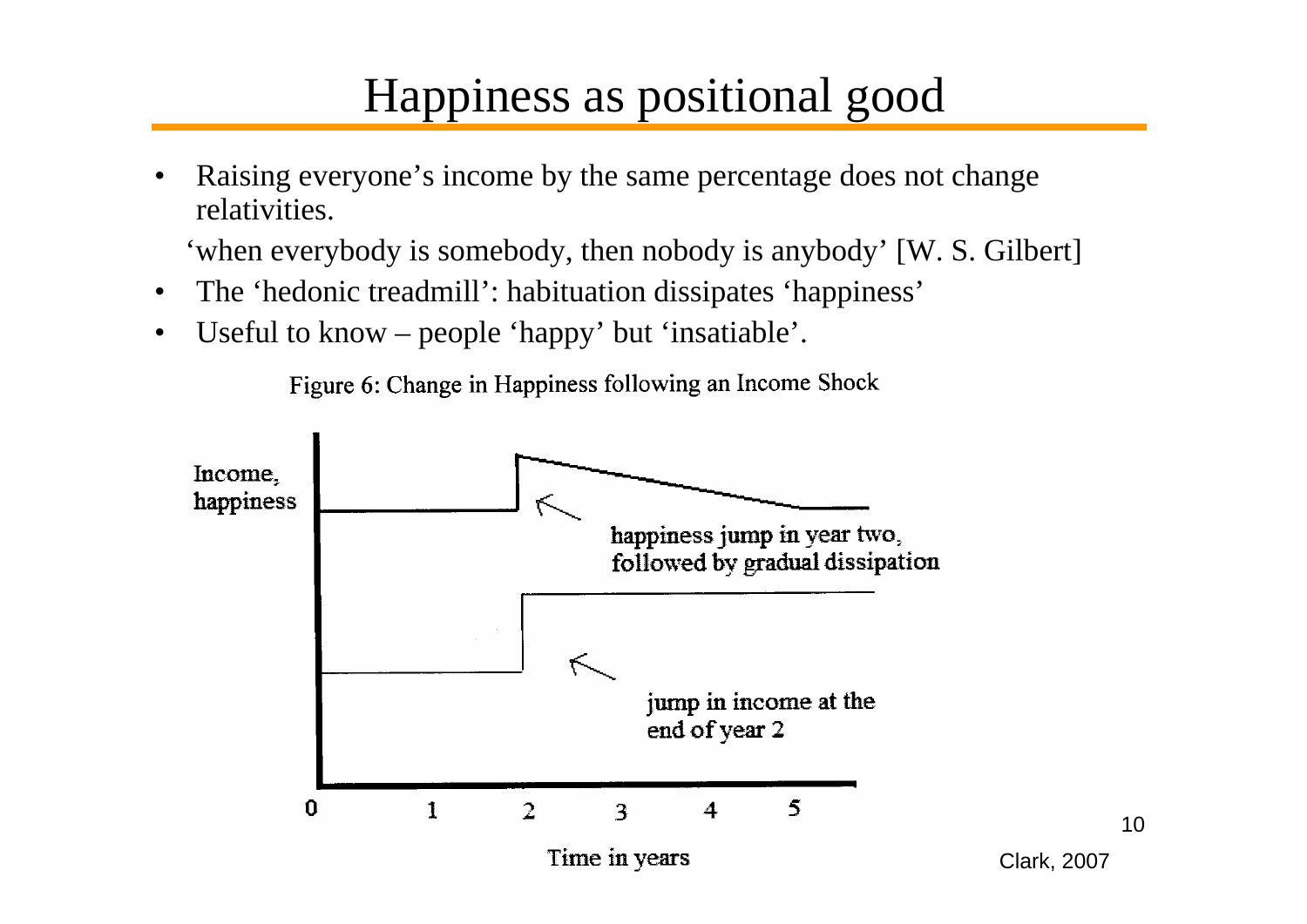# Happiness as positional good

- Raising everyone's income by the same percentage does not change relativities.

  'when everybody is somebody, then nobody is anybody' [W. S. Gilbert]
- The 'hedonic treadmill': habituation dissipates 'happiness'
- Useful to know – people 'happy' but 'insatiable'.

Figure 6: Change in Happiness following an Income Shock

Income, happiness

happiness jump in year two, followed by gradual dissipation

jump in income at the end of year 2

Time in years

Clark, 2007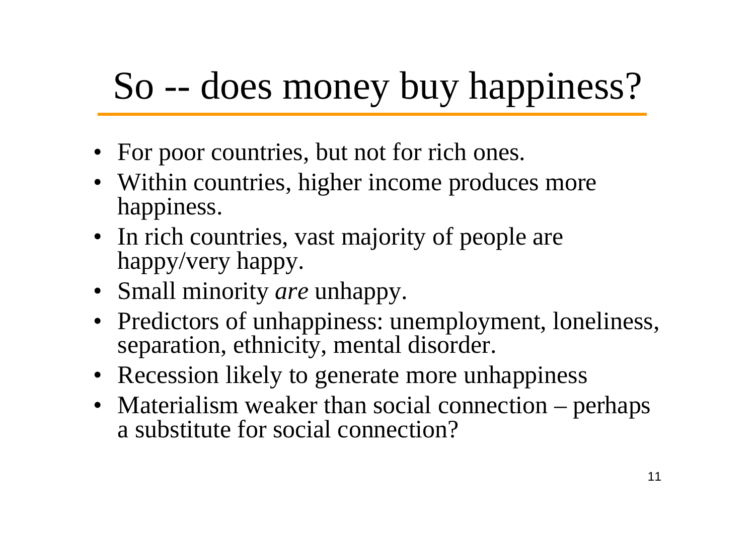# So -- does money buy happiness?

- For poor countries, but not for rich ones.
- Within countries, higher income produces more happiness.
- In rich countries, vast majority of people are happy/very happy.
- Small minority *are* unhappy.
- Predictors of unhappiness: unemployment, loneliness, separation, ethnicity, mental disorder.
- Recession likely to generate more unhappiness
- Materialism weaker than social connection – perhaps a substitute for social connection?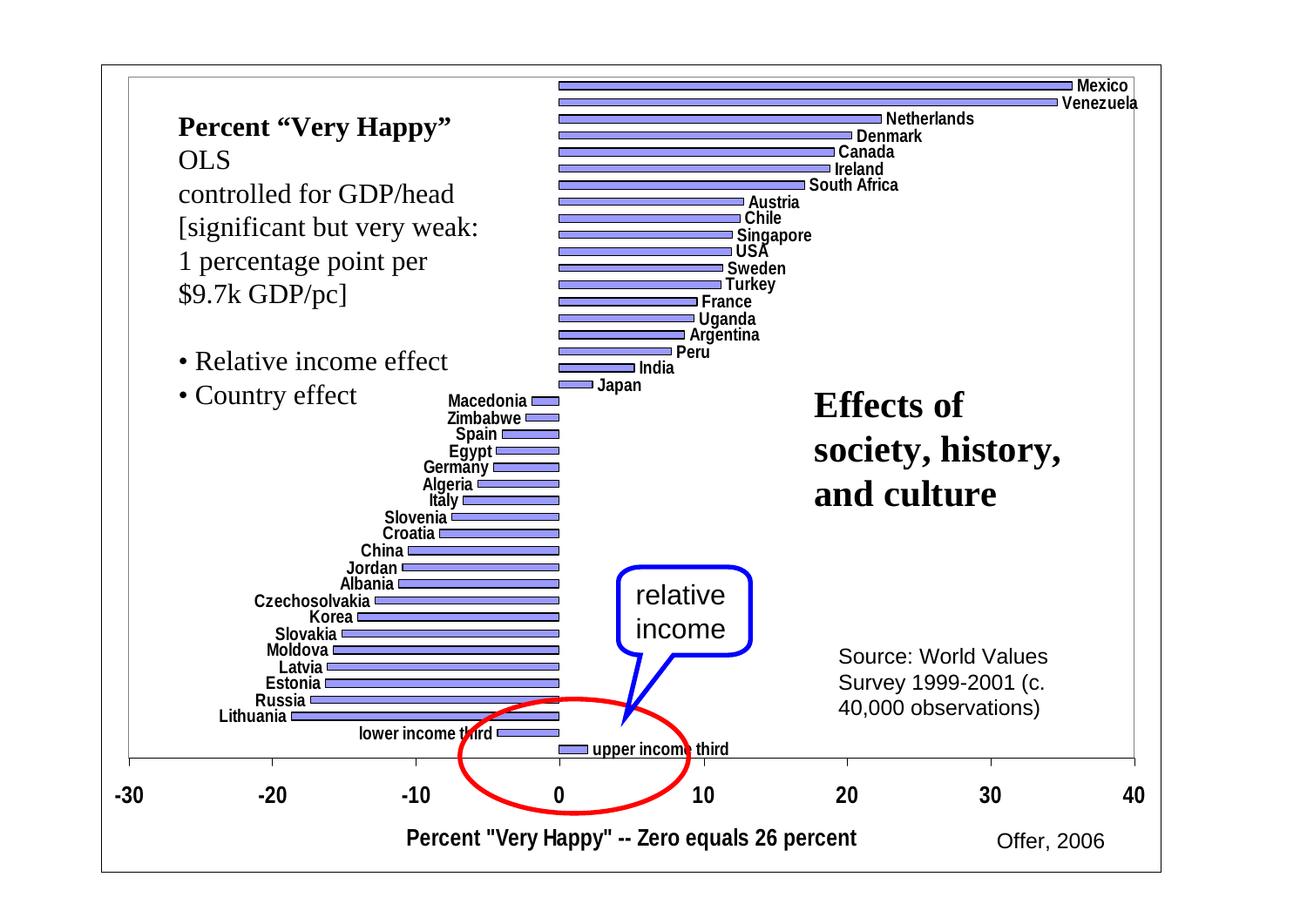**Percent "Very Happy"**
OLS
controlled for GDP/head
[significant but very weak:
1 percentage point per
$9.7k GDP/pc]

- Relative income effect
- Country effect

**Effects of society, history, and culture**

| Country | Approx. value |
|---|---|
| Mexico | 36 |
| Venezuela | 35 |
| Netherlands | 22.5 |
| Denmark | 20.5 |
| Canada | 19 |
| Ireland | 19 |
| South Africa | 17 |
| Austria | 13 |
| Chile | 12.5 |
| Singapore | 12 |
| USA | 12 |
| Sweden | 11.5 |
| Turkey | 11.5 |
| France | 10 |
| Uganda | 9.5 |
| Argentina | 9 |
| Peru | 8 |
| India | 5.5 |
| Japan | 2.5 |
| Macedonia | -2 |
| Zimbabwe | -2.5 |
| Spain | -4 |
| Egypt | -4.5 |
| Germany | -4.5 |
| Algeria | -5.5 |
| Italy | -6.5 |
| Slovenia | -7.5 |
| Croatia | -8.5 |
| China | -10.5 |
| Jordan | -11 |
| Albania | -11.5 |
| Czechosolvakia | -13 |
| Korea | -14 |
| Slovakia | -15 |
| Moldova | -15.5 |
| Latvia | -16 |
| Estonia | -16 |
| Russia | -17.5 |
| Lithuania | -18.5 |
| lower income third | -4.5 |
| upper income third | 2 |

relative income

Percent "Very Happy" -- Zero equals 26 percent

Source: World Values Survey 1999-2001 (c. 40,000 observations)

Offer, 2006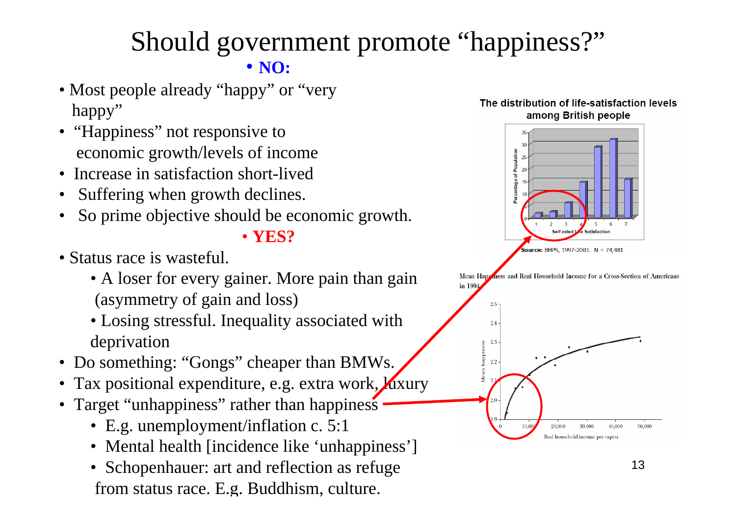# Should government promote "happiness?"

- **NO:**

- Most people already "happy" or "very happy"
- "Happiness" not responsive to economic growth/levels of income
- Increase in satisfaction short-lived
- Suffering when growth declines.
- So prime objective should be economic growth.

- **YES?**

- Status race is wasteful.
  - A loser for every gainer. More pain than gain (asymmetry of gain and loss)
  - Losing stressful. Inequality associated with deprivation
- Do something: "Gongs" cheaper than BMWs.
- Tax positional expenditure, e.g. extra work, luxury
- Target "unhappiness" rather than happiness
  - E.g. unemployment/inflation c. 5:1
  - Mental health [incidence like 'unhappiness']
  - Schopenhauer: art and reflection as refuge from status race. E.g. Buddhism, culture.

**The distribution of life-satisfaction levels among British people**

**Source:** BHPS, 1997-2003. N = 74,481

Mean Happiness and Real Household Income for a Cross-Section of Americans in 1994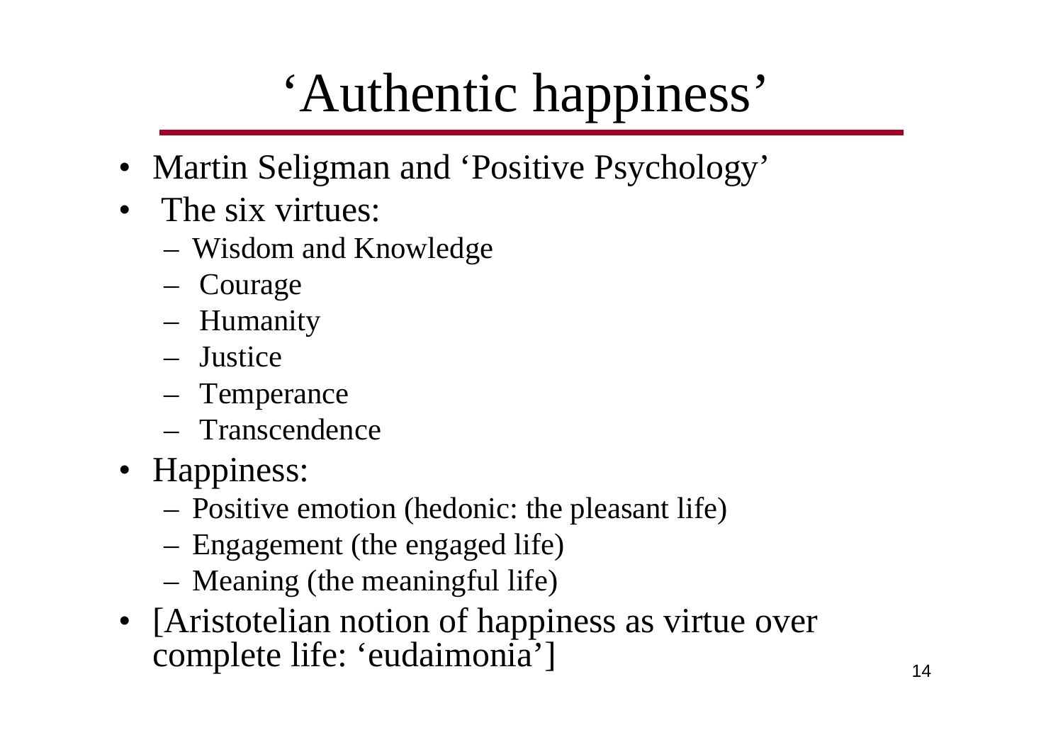# 'Authentic happiness'

- Martin Seligman and 'Positive Psychology'
- The six virtues:
  - Wisdom and Knowledge
  - Courage
  - Humanity
  - Justice
  - Temperance
  - Transcendence
- Happiness:
  - Positive emotion (hedonic: the pleasant life)
  - Engagement (the engaged life)
  - Meaning (the meaningful life)
- [Aristotelian notion of happiness as virtue over complete life: 'eudaimonia']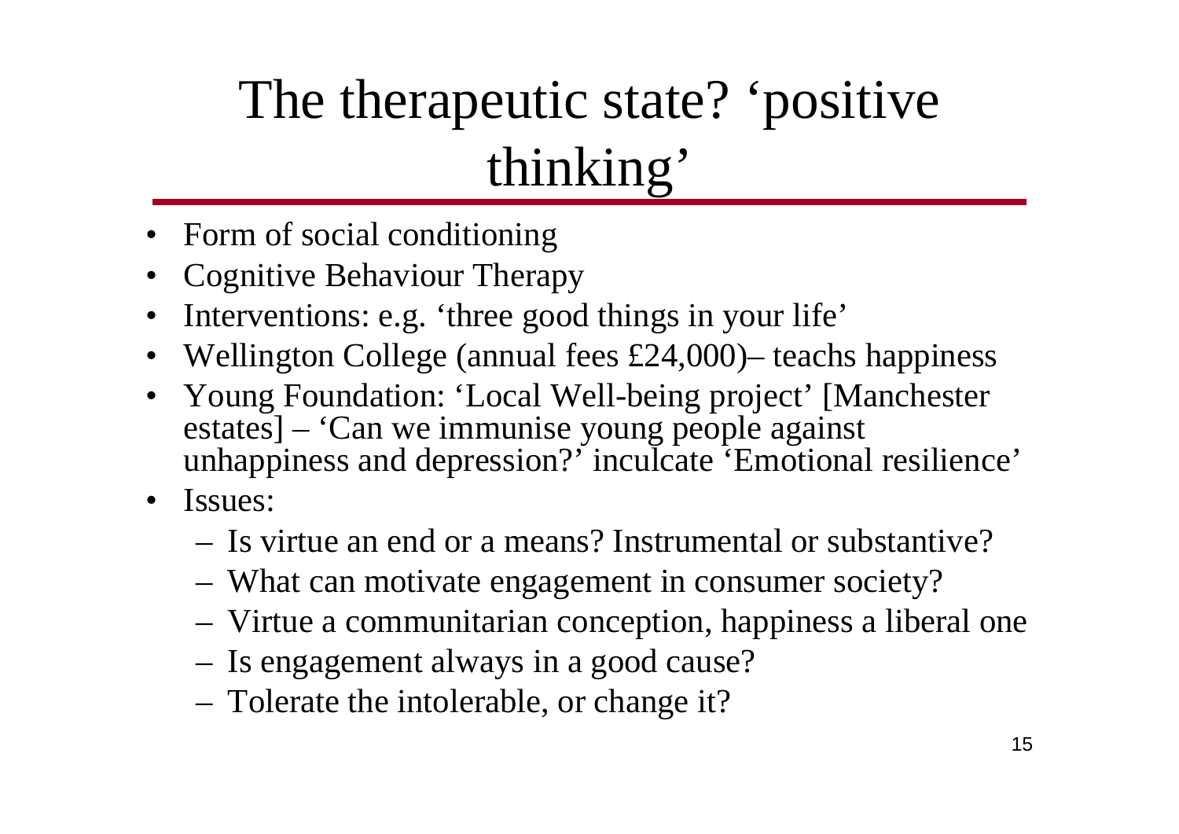# The therapeutic state? 'positive thinking'

- Form of social conditioning
- Cognitive Behaviour Therapy
- Interventions: e.g. 'three good things in your life'
- Wellington College (annual fees £24,000)– teachs happiness
- Young Foundation: 'Local Well-being project' [Manchester estates] – 'Can we immunise young people against unhappiness and depression?' inculcate 'Emotional resilience'
- Issues:
  - Is virtue an end or a means? Instrumental or substantive?
  - What can motivate engagement in consumer society?
  - Virtue a communitarian conception, happiness a liberal one
  - Is engagement always in a good cause?
  - Tolerate the intolerable, or change it?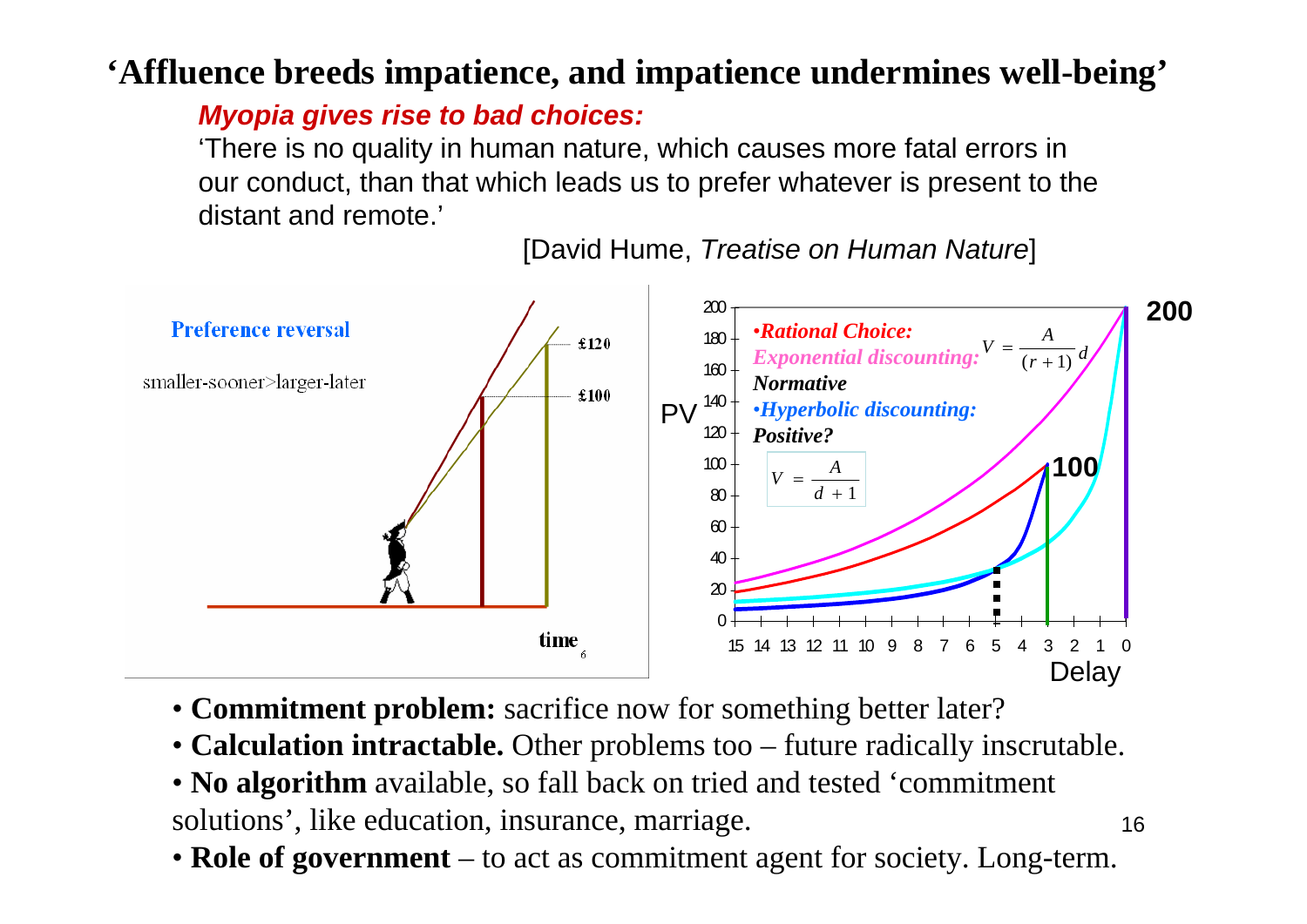# ‘Affluence breeds impatience, and impatience undermines well-being’

***Myopia gives rise to bad choices:***

‘There is no quality in human nature, which causes more fatal errors in our conduct, than that which leads us to prefer whatever is present to the distant and remote.’

[David Hume, *Treatise on Human Nature*]

Preference reversal

smaller-sooner>larger-later

£120

£100

time

•*Rational Choice:*

*Exponential discounting:* $V = \frac{A}{(r+1)^d}$

*Normative*

•*Hyperbolic discounting:*

*Positive?*

$$V = \frac{A}{d+1}$$

PV

Delay

200

100

- **Commitment problem:** sacrifice now for something better later?
- **Calculation intractable.** Other problems too – future radically inscrutable.
- **No algorithm** available, so fall back on tried and tested ‘commitment solutions’, like education, insurance, marriage.
- **Role of government** – to act as commitment agent for society. Long-term.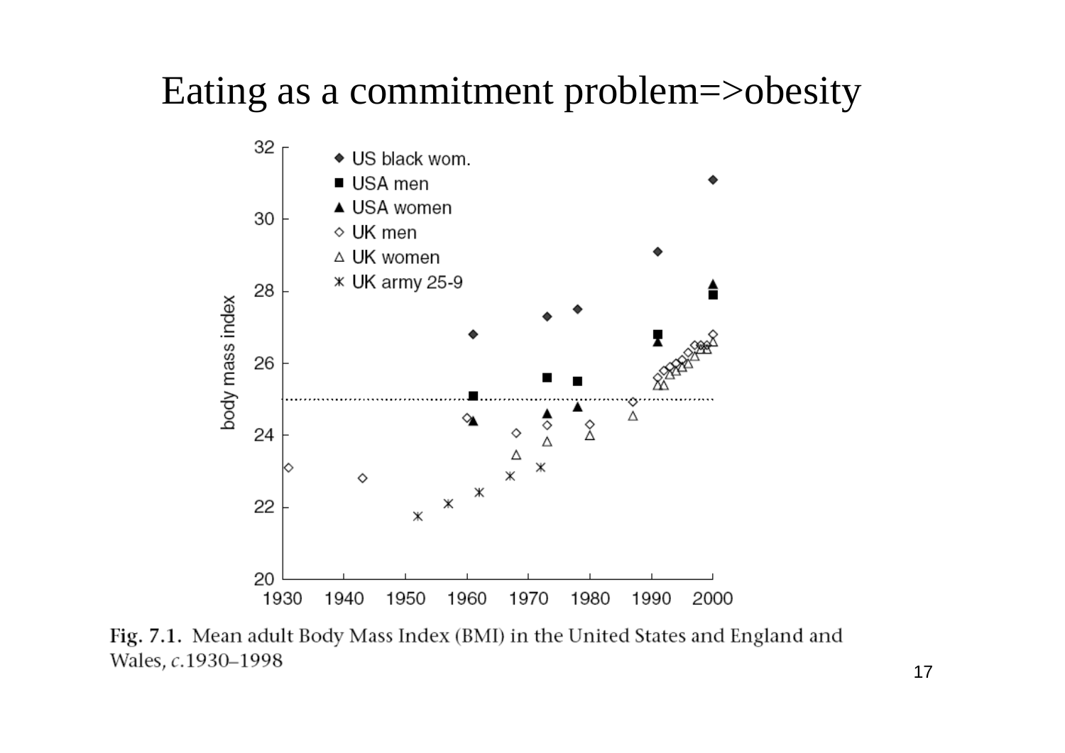# Eating as a commitment problem=>obesity

Fig. 7.1. Mean adult Body Mass Index (BMI) in the United States and England and Wales, *c.*1930–1998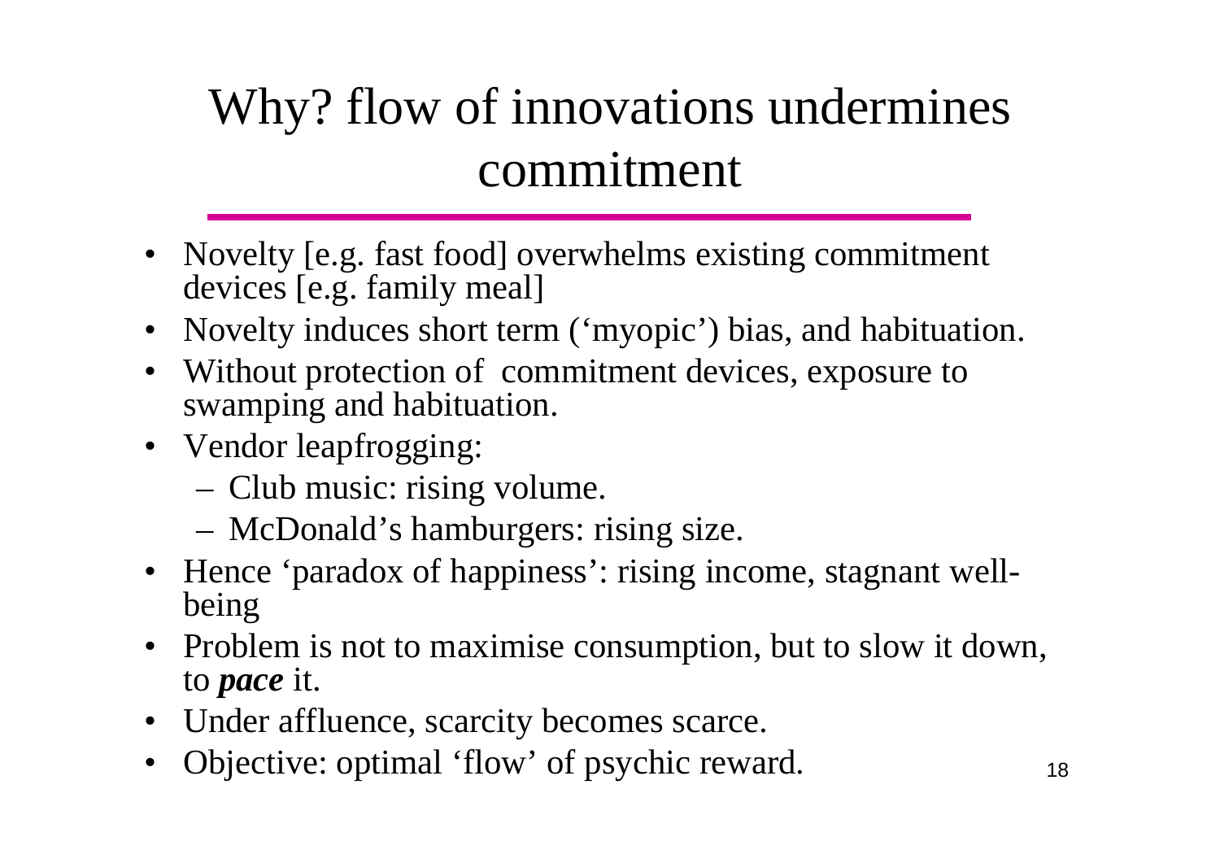# Why? flow of innovations undermines commitment

- Novelty [e.g. fast food] overwhelms existing commitment devices [e.g. family meal]
- Novelty induces short term ('myopic') bias, and habituation.
- Without protection of commitment devices, exposure to swamping and habituation.
- Vendor leapfrogging:
  - Club music: rising volume.
  - McDonald's hamburgers: rising size.
- Hence 'paradox of happiness': rising income, stagnant well-being
- Problem is not to maximise consumption, but to slow it down, to ***pace*** it.
- Under affluence, scarcity becomes scarce.
- Objective: optimal 'flow' of psychic reward.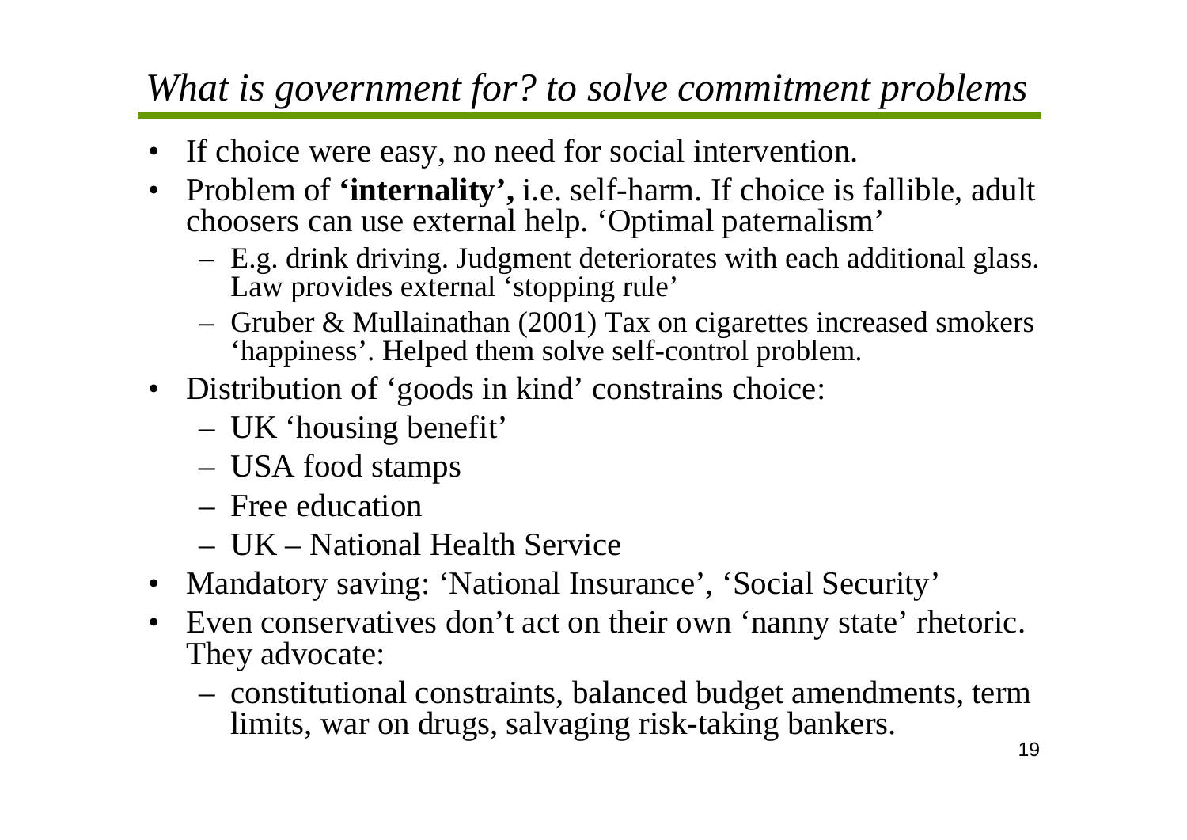## *What is government for? to solve commitment problems*

- If choice were easy, no need for social intervention.
- Problem of **'internality',** i.e. self-harm. If choice is fallible, adult choosers can use external help. 'Optimal paternalism'
  - E.g. drink driving. Judgment deteriorates with each additional glass. Law provides external 'stopping rule'
  - Gruber & Mullainathan (2001) Tax on cigarettes increased smokers 'happiness'. Helped them solve self-control problem.
- Distribution of 'goods in kind' constrains choice:
  - UK 'housing benefit'
  - USA food stamps
  - Free education
  - UK – National Health Service
- Mandatory saving: 'National Insurance', 'Social Security'
- Even conservatives don't act on their own 'nanny state' rhetoric. They advocate:
  - constitutional constraints, balanced budget amendments, term limits, war on drugs, salvaging risk-taking bankers.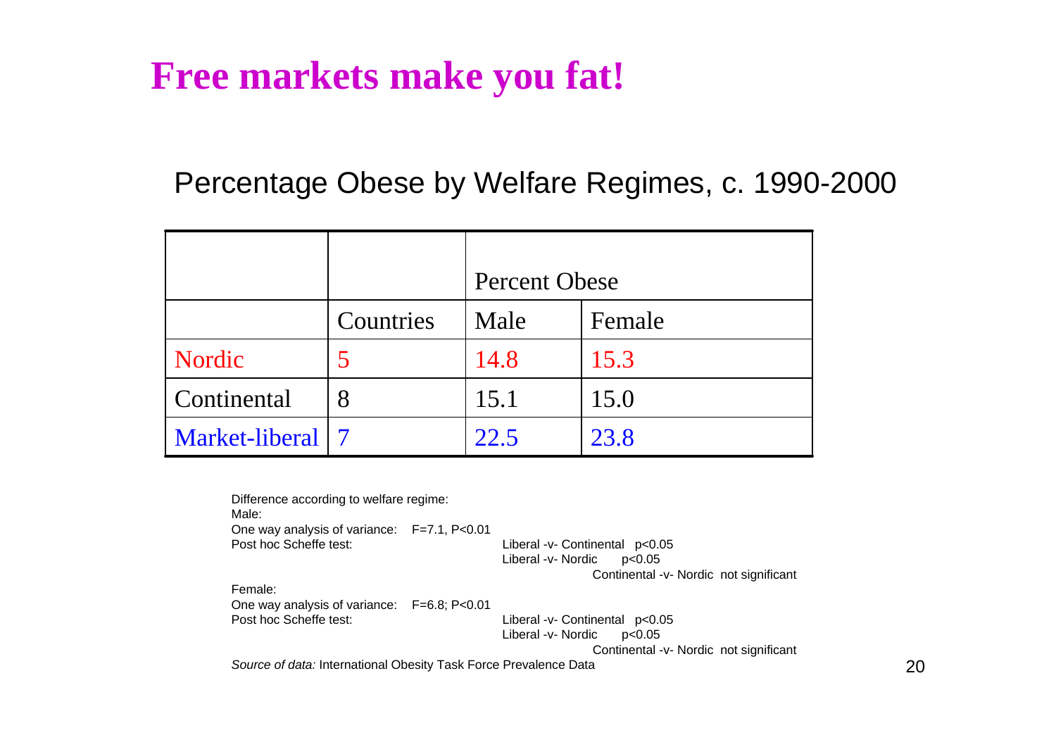# Free markets make you fat!

## Percentage Obese by Welfare Regimes, c. 1990-2000

| | | Percent Obese | |
|---|---|---|---|
| | Countries | Male | Female |
| Nordic | 5 | 14.8 | 15.3 |
| Continental | 8 | 15.1 | 15.0 |
| Market-liberal | 7 | 22.5 | 23.8 |

Difference according to welfare regime:

Male:

One way analysis of variance: $F=7.1$, $P<0.01$

Post hoc Scheffe test:
- Liberal -v- Continental $p<0.05$
- Liberal -v- Nordic $p<0.05$
- Continental -v- Nordic not significant

Female:

One way analysis of variance: $F=6.8$; $P<0.01$

Post hoc Scheffe test:
- Liberal -v- Continental $p<0.05$
- Liberal -v- Nordic $p<0.05$
- Continental -v- Nordic not significant

*Source of data:* International Obesity Task Force Prevalence Data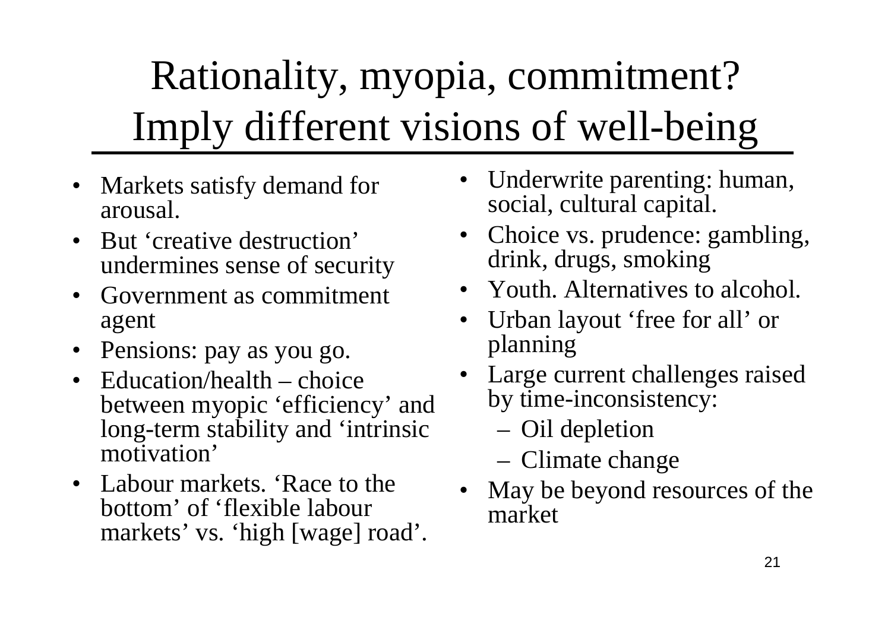# Rationality, myopia, commitment? Imply different visions of well-being

- Markets satisfy demand for arousal.
- But 'creative destruction' undermines sense of security
- Government as commitment agent
- Pensions: pay as you go.
- Education/health – choice between myopic 'efficiency' and long-term stability and 'intrinsic motivation'
- Labour markets. 'Race to the bottom' of 'flexible labour markets' vs. 'high [wage] road'.
- Underwrite parenting: human, social, cultural capital.
- Choice vs. prudence: gambling, drink, drugs, smoking
- Youth. Alternatives to alcohol.
- Urban layout 'free for all' or planning
- Large current challenges raised by time-inconsistency:
  - Oil depletion
  - Climate change
- May be beyond resources of the market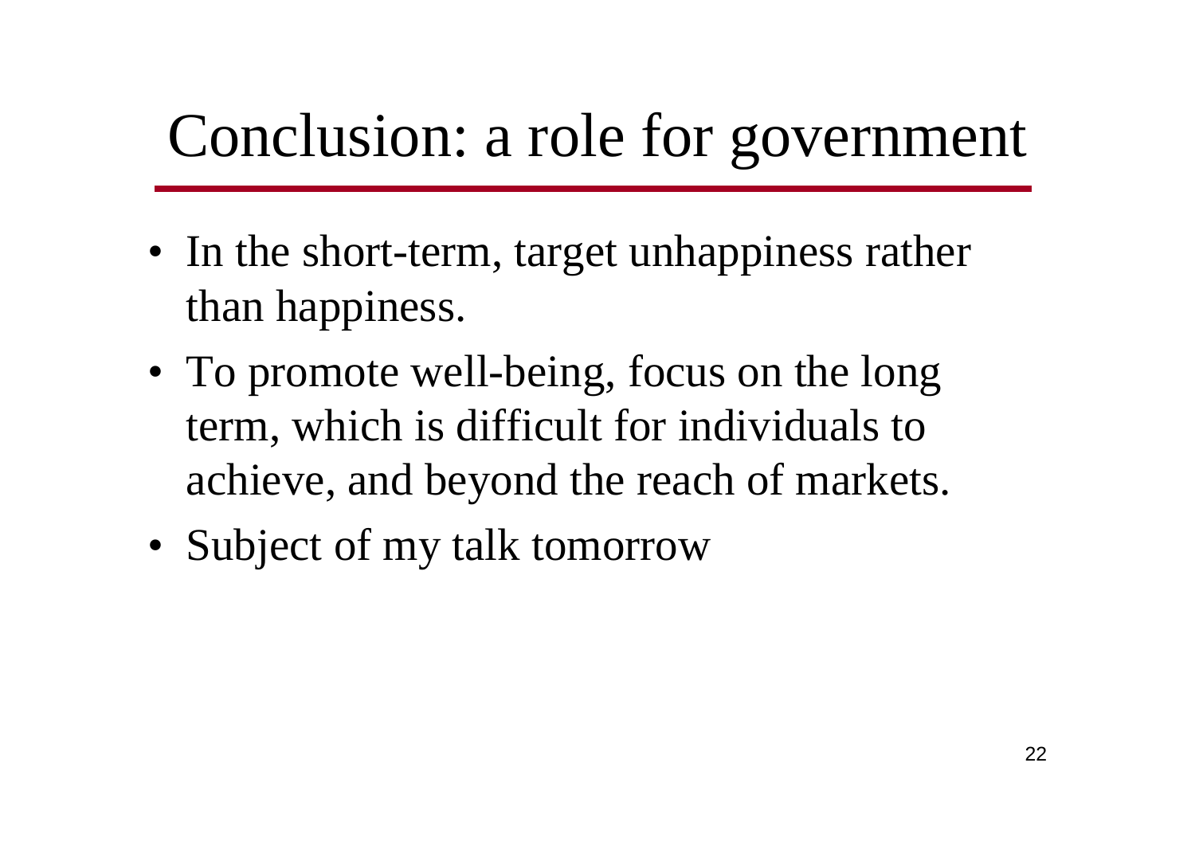# Conclusion: a role for government

- In the short-term, target unhappiness rather than happiness.
- To promote well-being, focus on the long term, which is difficult for individuals to achieve, and beyond the reach of markets.
- Subject of my talk tomorrow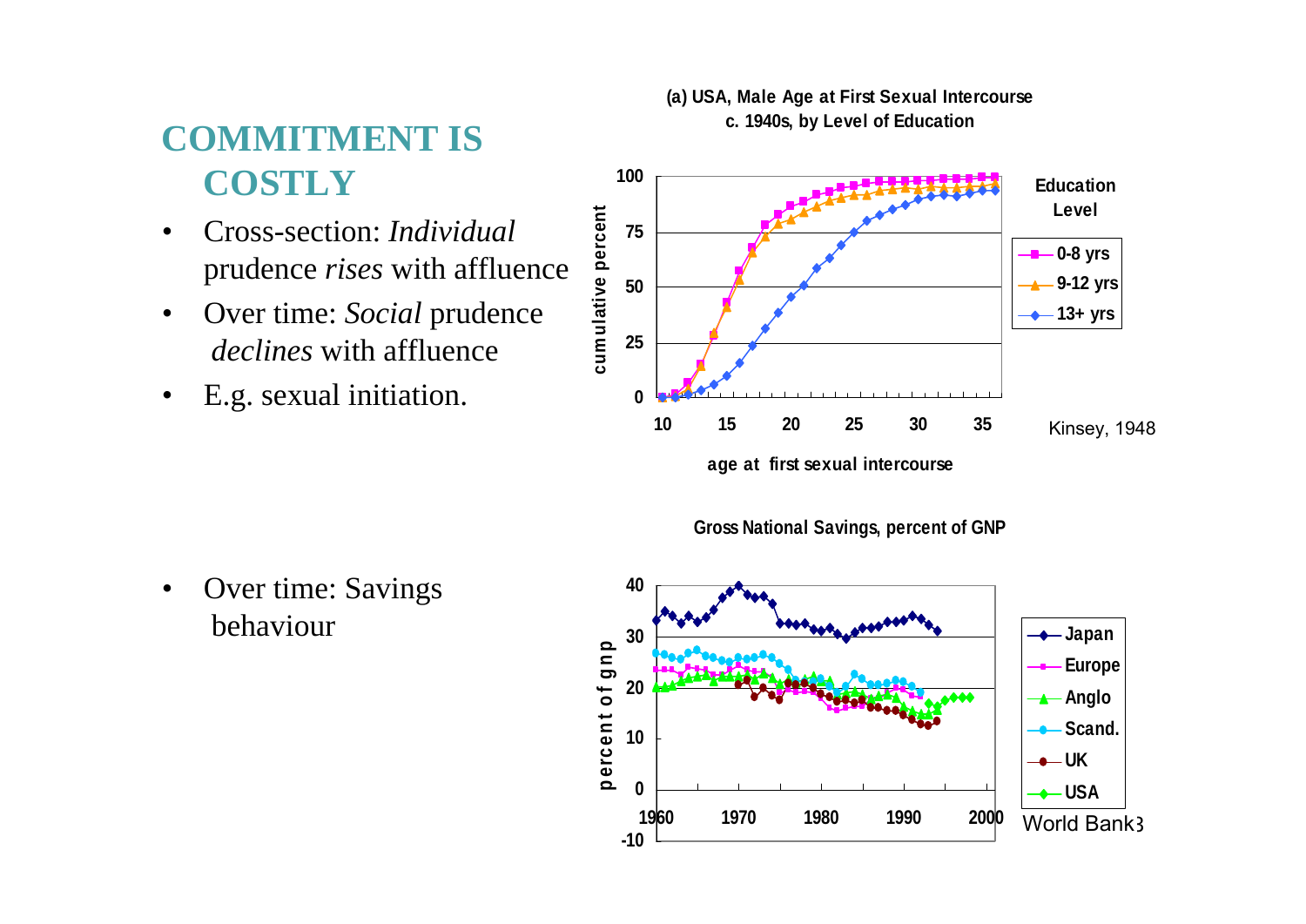# COMMITMENT IS COSTLY

- Cross-section: *Individual* prudence *rises* with affluence
- Over time: *Social* prudence *declines* with affluence
- E.g. sexual initiation.

**(a) USA, Male Age at First Sexual Intercourse c. 1940s, by Level of Education**

Kinsey, 1948

- Over time: Savings behaviour

**Gross National Savings, percent of GNP**

World Bank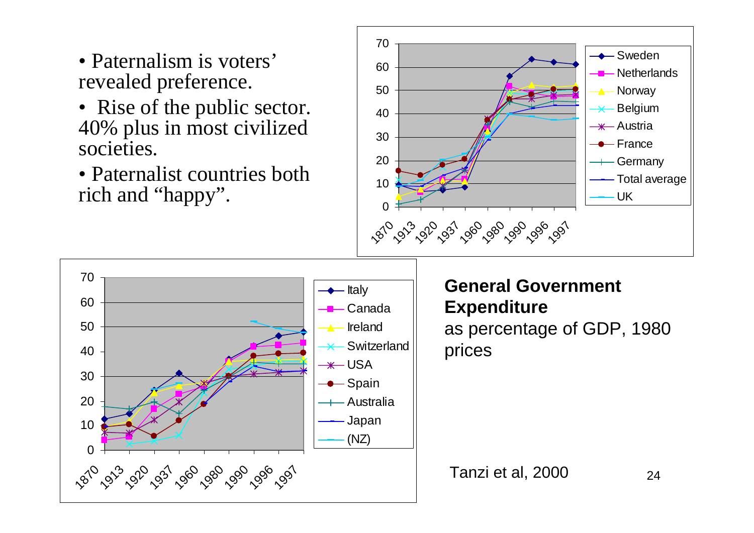- Paternalism is voters' revealed preference.
- Rise of the public sector. 40% plus in most civilized societies.
- Paternalist countries both rich and "happy".

**General Government Expenditure**
as percentage of GDP, 1980 prices

Tanzi et al, 2000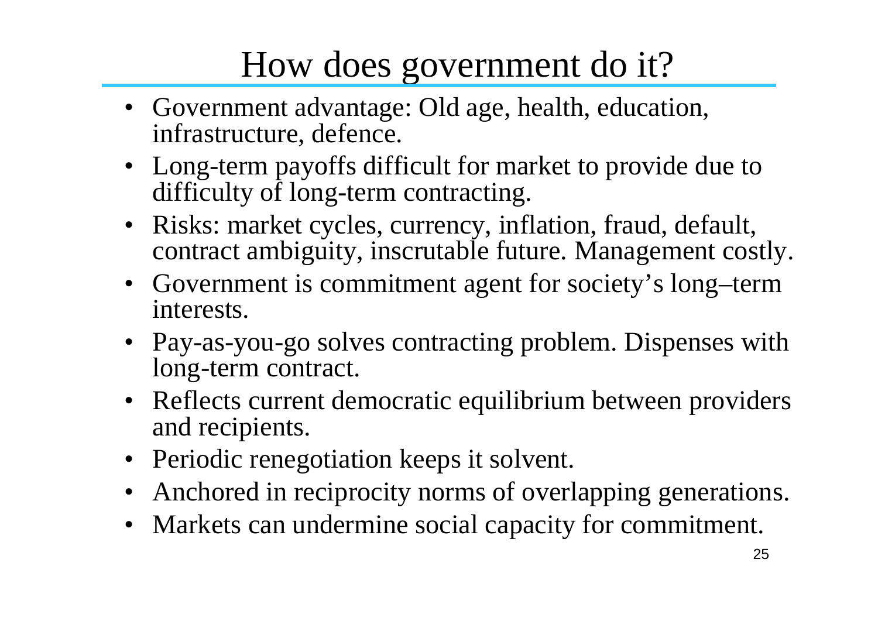# How does government do it?

- Government advantage: Old age, health, education, infrastructure, defence.
- Long-term payoffs difficult for market to provide due to difficulty of long-term contracting.
- Risks: market cycles, currency, inflation, fraud, default, contract ambiguity, inscrutable future. Management costly.
- Government is commitment agent for society's long–term interests.
- Pay-as-you-go solves contracting problem. Dispenses with long-term contract.
- Reflects current democratic equilibrium between providers and recipients.
- Periodic renegotiation keeps it solvent.
- Anchored in reciprocity norms of overlapping generations.
- Markets can undermine social capacity for commitment.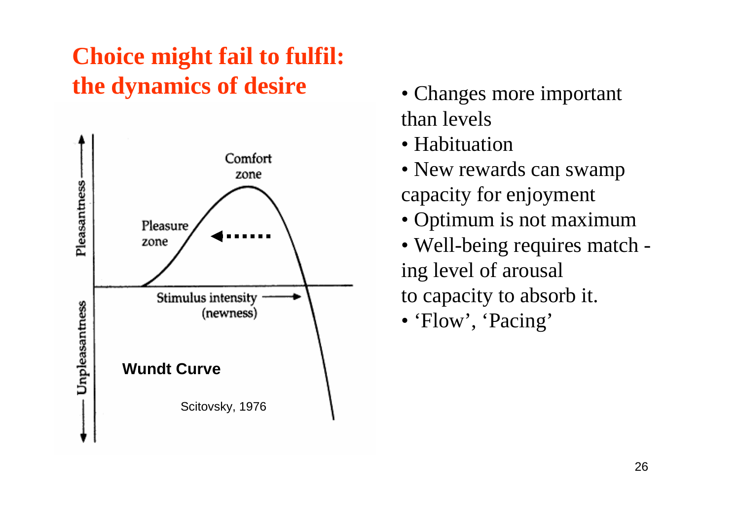# Choice might fail to fulfil: the dynamics of desire

Pleasantness

Unpleasantness

Comfort zone

Pleasure zone

Stimulus intensity (newness)

**Wundt Curve**

Scitovsky, 1976

- Changes more important than levels
- Habituation
- New rewards can swamp capacity for enjoyment
- Optimum is not maximum
- Well-being requires matching level of arousal to capacity to absorb it.
- 'Flow', 'Pacing'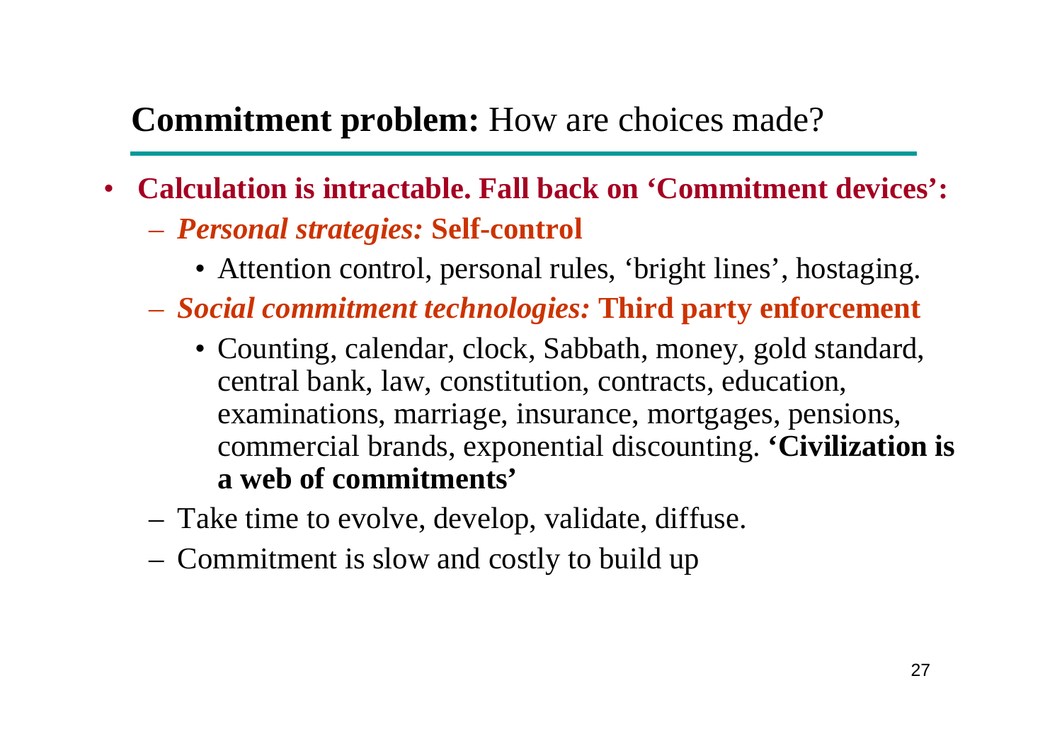## **Commitment problem:** How are choices made?

- **Calculation is intractable. Fall back on 'Commitment devices':**
  - ***Personal strategies:* Self-control**
    - Attention control, personal rules, 'bright lines', hostaging.
  - ***Social commitment technologies:* Third party enforcement**
    - Counting, calendar, clock, Sabbath, money, gold standard, central bank, law, constitution, contracts, education, examinations, marriage, insurance, mortgages, pensions, commercial brands, exponential discounting. **'Civilization is a web of commitments'**
  - Take time to evolve, develop, validate, diffuse.
  - Commitment is slow and costly to build up